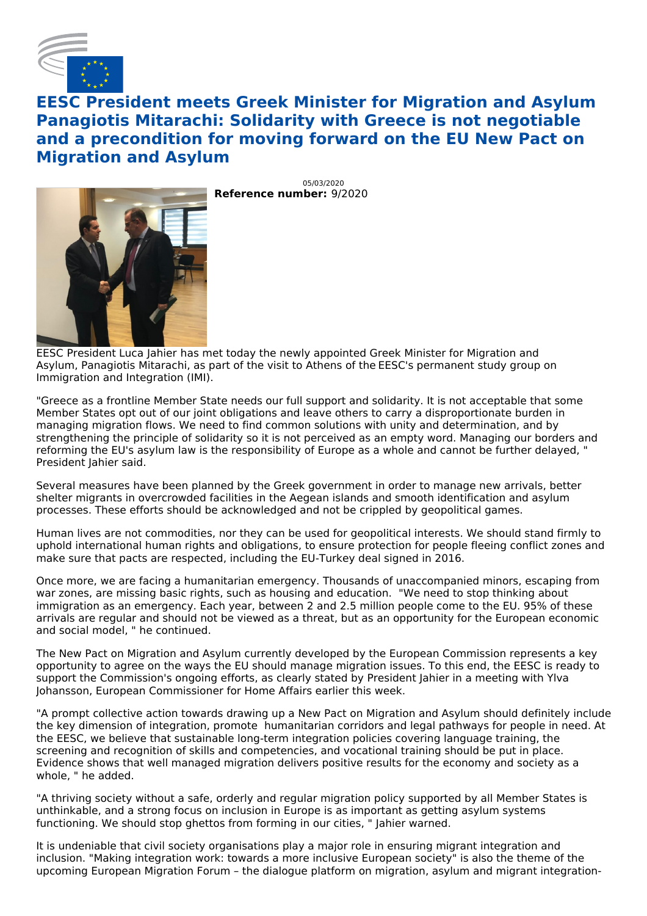# EESC President meets Greek Minister for Migration and Asylum Panagiotis Mitarachi: Solidarity with Greece is not negotiable and a precondition for moving forward on the EU New Pact on Migration and Asylum

05/03/2020

**Reference number:** 9/2020

EESC President Luca Jahier has met today the newly appointed Greek Minister for Migration and Asylum, Panagiotis Mitarachi, as part of the visit to Athens of the EESC's permanent study group on Immigration and Integration (IMI).

"Greece as a frontline Member State needs our full support and solidarity. It is not acceptable that some Member States opt out of our joint obligations and leave others to carry a disproportionate burden in managing migration flows. We need to find common solutions with unity and determination, and by strengthening the principle of solidarity so it is not perceived as an empty word. Managing our borders and reforming the EU's asylum law is the responsibility of Europe as a whole and cannot be further delayed, " President Jahier said.

Several measures have been planned by the Greek government in order to manage new arrivals, better shelter migrants in overcrowded facilities in the Aegean islands and smooth identification and asylum processes. These efforts should be acknowledged and not be crippled by geopolitical games.

Human lives are not commodities, nor they can be used for geopolitical interests. We should stand firmly to uphold international human rights and obligations, to ensure protection for people fleeing conflict zones and make sure that pacts are respected, including the EU-Turkey deal signed in 2016.

Once more, we are facing a humanitarian emergency. Thousands of unaccompanied minors, escaping from war zones, are missing basic rights, such as housing and education. "We need to stop thinking about immigration as an emergency. Each year, between 2 and 2.5 million people come to the EU. 95% of these arrivals are regular and should not be viewed as a threat, but as an opportunity for the European economic and social model, " he continued.

The New Pact on Migration and Asylum currently developed by the European Commission represents a key opportunity to agree on the ways the EU should manage migration issues. To this end, the EESC is ready to support the Commission's ongoing efforts, as clearly stated by President Jahier in a meeting with Ylva Johansson, European Commissioner for Home Affairs earlier this week.

"A prompt collective action towards drawing up a New Pact on Migration and Asylum should definitely include the key dimension of integration, promote humanitarian corridors and legal pathways for people in need. At the EESC, we believe that sustainable long-term integration policies covering language training, the screening and recognition of skills and competencies, and vocational training should be put in place. Evidence shows that well managed migration delivers positive results for the economy and society as a whole, " he added.

"A thriving society without a safe, orderly and regular migration policy supported by all Member States is unthinkable, and a strong focus on inclusion in Europe is as important as getting asylum systems functioning. We should stop ghettos from forming in our cities, " Jahier warned.

It is undeniable that civil society organisations play a major role in ensuring migrant integration and inclusion. "Making integration work: towards a more inclusive European society" is also the theme of the upcoming European Migration Forum – the dialogue platform on migration, asylum and migrant integration-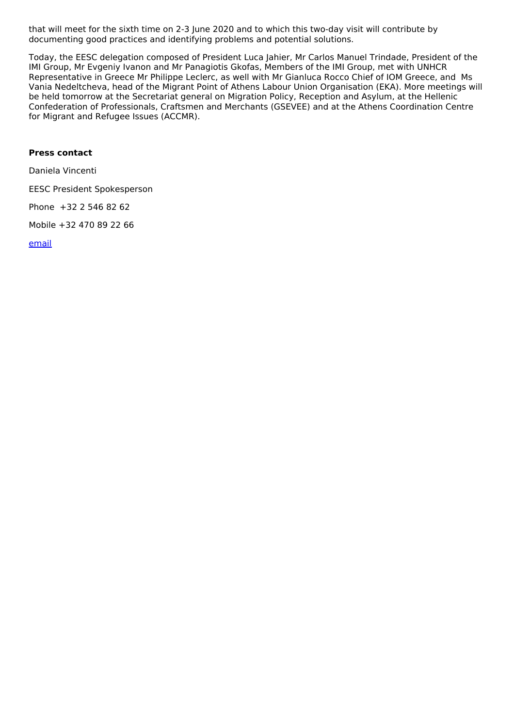that will meet for the sixth time on 2-3 June 2020 and to which this two-day visit will contribute by documenting good practices and identifying problems and potential solutions.

Today, the EESC delegation composed of President Luca Jahier, Mr Carlos Manuel Trindade, President of the IMI Group, Mr Evgeniy Ivanon and Mr Panagiotis Gkofas, Members of the IMI Group, met with UNHCR Representative in Greece Mr Philippe Leclerc, as well with Mr Gianluca Rocco Chief of IOM Greece, and Ms Vania Nedeltcheva, head of the Migrant Point of Athens Labour Union Organisation (EKA). More meetings will be held tomorrow at the Secretariat general on Migration Policy, Reception and Asylum, at the Hellenic Confederation of Professionals, Craftsmen and Merchants (GSEVEE) and at the Athens Coordination Centre for Migrant and Refugee Issues (ACCMR).

**Press contact**

Daniela Vincenti

EESC President Spokesperson

Phone +32 2 546 82 62

Mobile +32 470 89 22 66

email